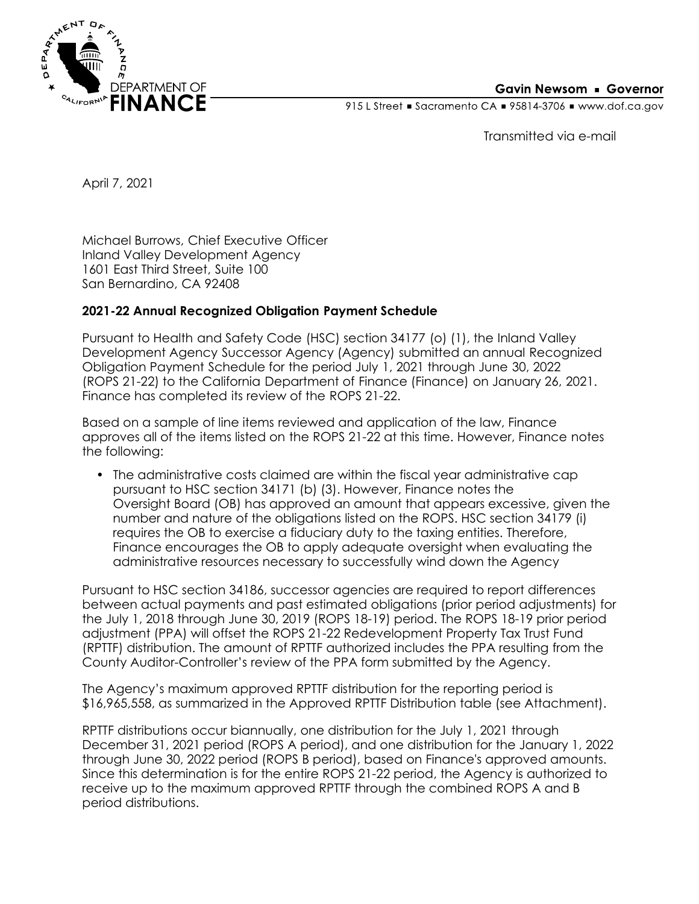DEPARTMENT OF FINANCE

**Gavin Newsom ▪ Governor**

915 L Street ▪ Sacramento CA ▪ 95814-3706 ▪ www.dof.ca.gov

Transmitted via e-mail

April 7, 2021

Michael Burrows, Chief Executive Officer
Inland Valley Development Agency
1601 East Third Street, Suite 100
San Bernardino, CA 92408

**2021-22 Annual Recognized Obligation Payment Schedule**

Pursuant to Health and Safety Code (HSC) section 34177 (o) (1), the Inland Valley Development Agency Successor Agency (Agency) submitted an annual Recognized Obligation Payment Schedule for the period July 1, 2021 through June 30, 2022 (ROPS 21-22) to the California Department of Finance (Finance) on January 26, 2021. Finance has completed its review of the ROPS 21-22.

Based on a sample of line items reviewed and application of the law, Finance approves all of the items listed on the ROPS 21-22 at this time. However, Finance notes the following:

- The administrative costs claimed are within the fiscal year administrative cap pursuant to HSC section 34171 (b) (3). However, Finance notes the Oversight Board (OB) has approved an amount that appears excessive, given the number and nature of the obligations listed on the ROPS. HSC section 34179 (i) requires the OB to exercise a fiduciary duty to the taxing entities. Therefore, Finance encourages the OB to apply adequate oversight when evaluating the administrative resources necessary to successfully wind down the Agency

Pursuant to HSC section 34186, successor agencies are required to report differences between actual payments and past estimated obligations (prior period adjustments) for the July 1, 2018 through June 30, 2019 (ROPS 18-19) period. The ROPS 18-19 prior period adjustment (PPA) will offset the ROPS 21-22 Redevelopment Property Tax Trust Fund (RPTTF) distribution. The amount of RPTTF authorized includes the PPA resulting from the County Auditor-Controller's review of the PPA form submitted by the Agency.

The Agency's maximum approved RPTTF distribution for the reporting period is $16,965,558, as summarized in the Approved RPTTF Distribution table (see Attachment).

RPTTF distributions occur biannually, one distribution for the July 1, 2021 through December 31, 2021 period (ROPS A period), and one distribution for the January 1, 2022 through June 30, 2022 period (ROPS B period), based on Finance's approved amounts. Since this determination is for the entire ROPS 21-22 period, the Agency is authorized to receive up to the maximum approved RPTTF through the combined ROPS A and B period distributions.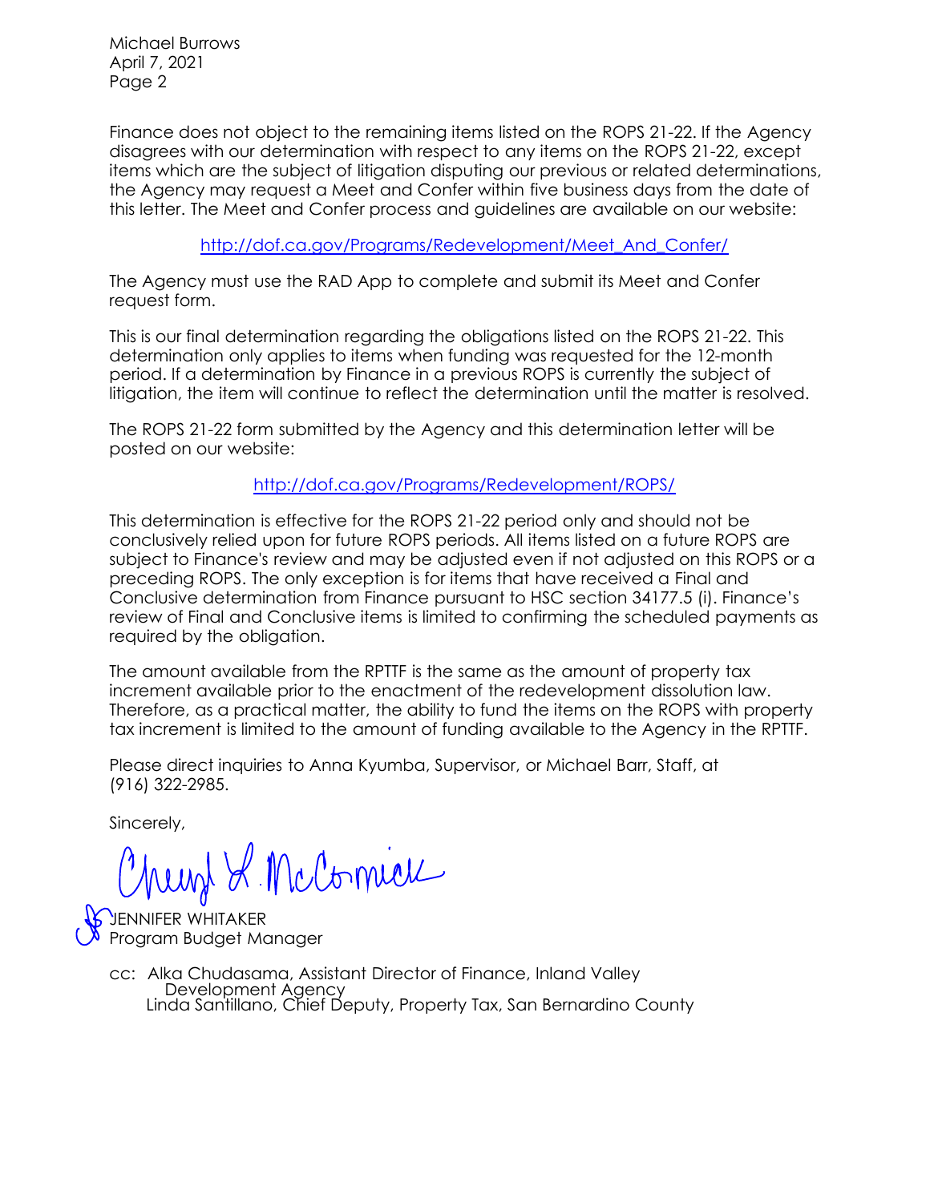Michael Burrows
April 7, 2021
Page 2

Finance does not object to the remaining items listed on the ROPS 21-22. If the Agency disagrees with our determination with respect to any items on the ROPS 21-22, except items which are the subject of litigation disputing our previous or related determinations, the Agency may request a Meet and Confer within five business days from the date of this letter. The Meet and Confer process and guidelines are available on our website:

http://dof.ca.gov/Programs/Redevelopment/Meet_And_Confer/

The Agency must use the RAD App to complete and submit its Meet and Confer request form.

This is our final determination regarding the obligations listed on the ROPS 21-22. This determination only applies to items when funding was requested for the 12-month period. If a determination by Finance in a previous ROPS is currently the subject of litigation, the item will continue to reflect the determination until the matter is resolved.

The ROPS 21-22 form submitted by the Agency and this determination letter will be posted on our website:

http://dof.ca.gov/Programs/Redevelopment/ROPS/

This determination is effective for the ROPS 21-22 period only and should not be conclusively relied upon for future ROPS periods. All items listed on a future ROPS are subject to Finance's review and may be adjusted even if not adjusted on this ROPS or a preceding ROPS. The only exception is for items that have received a Final and Conclusive determination from Finance pursuant to HSC section 34177.5 (i). Finance's review of Final and Conclusive items is limited to confirming the scheduled payments as required by the obligation.

The amount available from the RPTTF is the same as the amount of property tax increment available prior to the enactment of the redevelopment dissolution law. Therefore, as a practical matter, the ability to fund the items on the ROPS with property tax increment is limited to the amount of funding available to the Agency in the RPTTF.

Please direct inquiries to Anna Kyumba, Supervisor, or Michael Barr, Staff, at (916) 322-2985.

Sincerely,

Cheryl L. McCormick

JENNIFER WHITAKER
Program Budget Manager

cc: Alka Chudasama, Assistant Director of Finance, Inland Valley Development Agency
Linda Santillano, Chief Deputy, Property Tax, San Bernardino County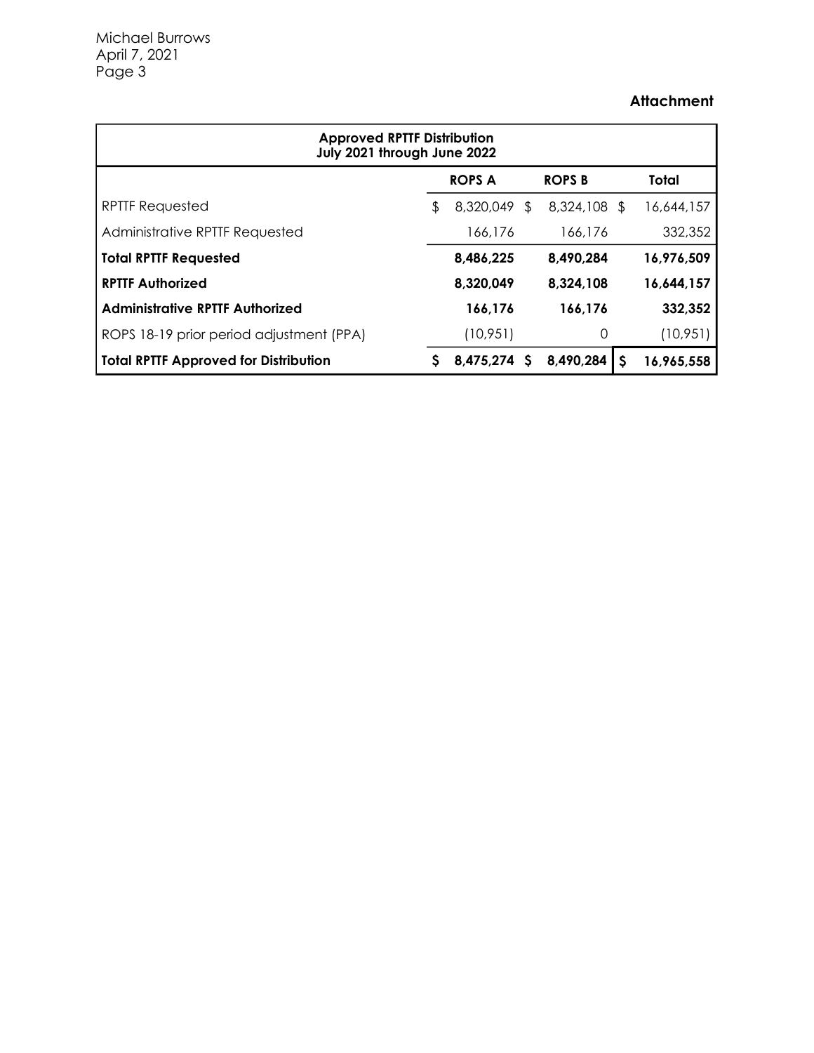**Attachment**

| Approved RPTTF Distribution July 2021 through June 2022 | | | |
|---|---|---|---|
| | **ROPS A** | **ROPS B** | **Total** |
| RPTTF Requested | $ 8,320,049 | $ 8,324,108 | $ 16,644,157 |
| Administrative RPTTF Requested | 166,176 | 166,176 | 332,352 |
| **Total RPTTF Requested** | **8,486,225** | **8,490,284** | **16,976,509** |
| **RPTTF Authorized** | **8,320,049** | **8,324,108** | **16,644,157** |
| **Administrative RPTTF Authorized** | **166,176** | **166,176** | **332,352** |
| ROPS 18-19 prior period adjustment (PPA) | (10,951) | 0 | (10,951) |
| **Total RPTTF Approved for Distribution** | **$ 8,475,274** | **$ 8,490,284** | **$ 16,965,558** |